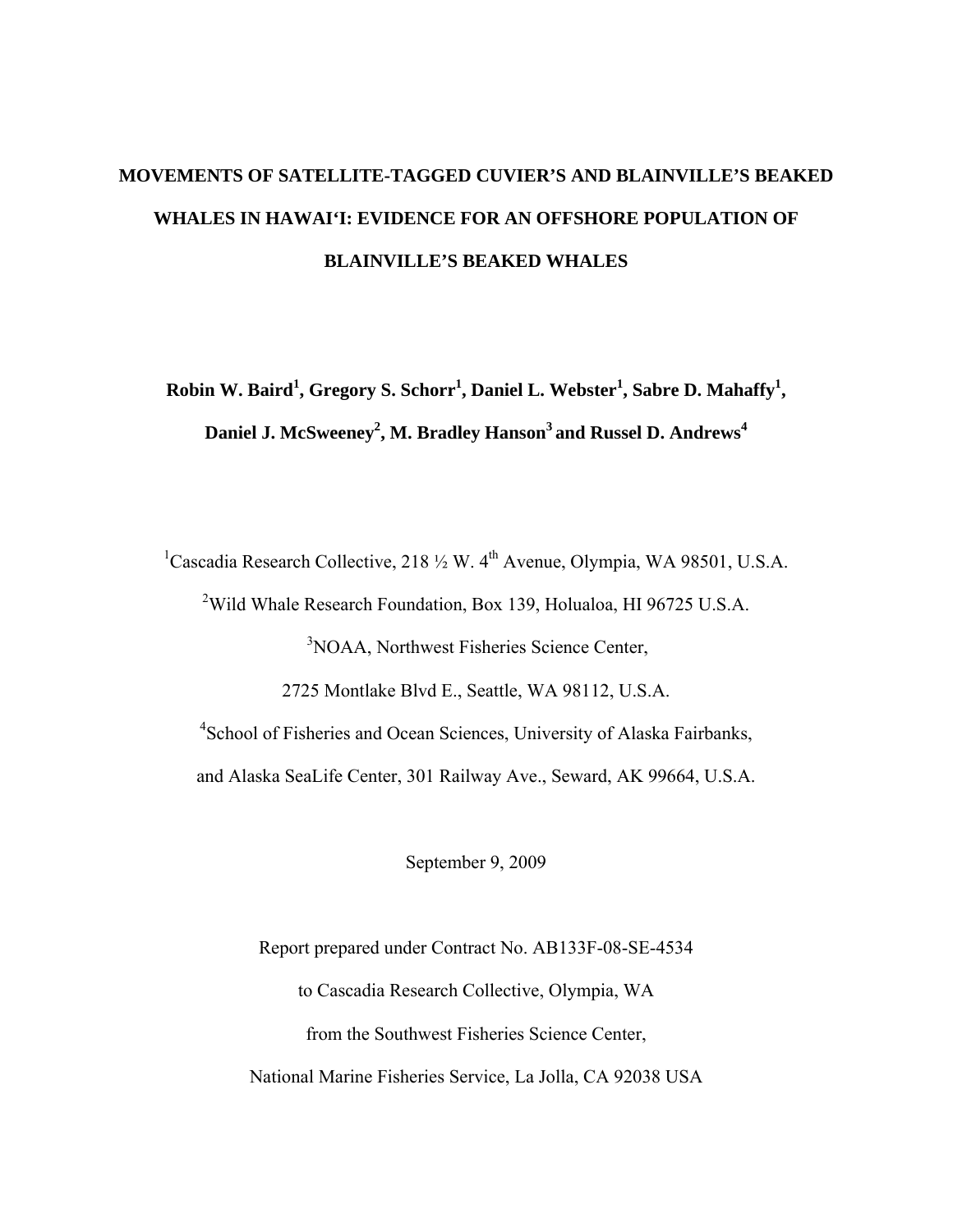# MOVEMENTS OF SATELLITE-TAGGED CUVIER'S AND BLAINVILLE'S BEAKED WHALES IN HAWAI'I: EVIDENCE FOR AN OFFSHORE POPULATION OF BLAINVILLE'S BEAKED WHALES

**Robin W. Baird[1], Gregory S. Schorr[1], Daniel L. Webster[1], Sabre D. Mahaffy[1], Daniel J. McSweeney[2], M. Bradley Hanson[3] and Russel D. Andrews[4]**

[1]Cascadia Research Collective, 218 ½ W. 4th Avenue, Olympia, WA 98501, U.S.A.

[2]Wild Whale Research Foundation, Box 139, Holualoa, HI 96725 U.S.A.

[3]NOAA, Northwest Fisheries Science Center, 2725 Montlake Blvd E., Seattle, WA 98112, U.S.A.

[4]School of Fisheries and Ocean Sciences, University of Alaska Fairbanks, and Alaska SeaLife Center, 301 Railway Ave., Seward, AK 99664, U.S.A.

September 9, 2009

Report prepared under Contract No. AB133F-08-SE-4534

to Cascadia Research Collective, Olympia, WA

from the Southwest Fisheries Science Center,

National Marine Fisheries Service, La Jolla, CA 92038 USA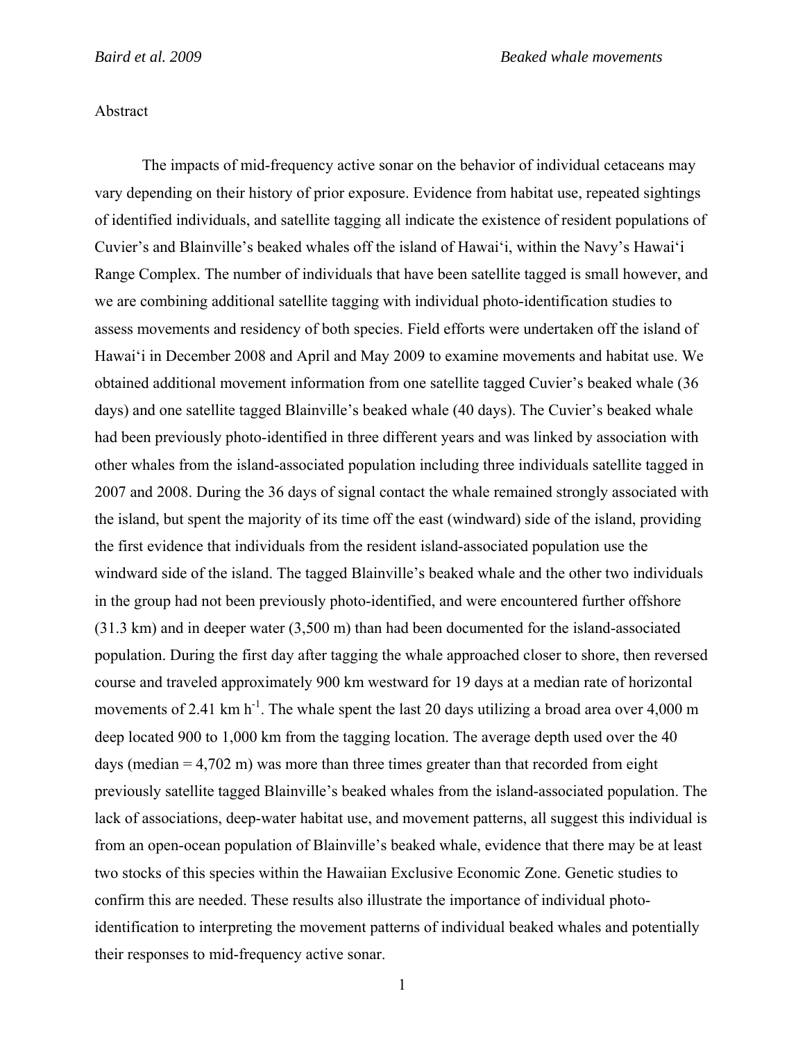Abstract

The impacts of mid-frequency active sonar on the behavior of individual cetaceans may vary depending on their history of prior exposure. Evidence from habitat use, repeated sightings of identified individuals, and satellite tagging all indicate the existence of resident populations of Cuvier's and Blainville's beaked whales off the island of Hawai'i, within the Navy's Hawai'i Range Complex. The number of individuals that have been satellite tagged is small however, and we are combining additional satellite tagging with individual photo-identification studies to assess movements and residency of both species. Field efforts were undertaken off the island of Hawai'i in December 2008 and April and May 2009 to examine movements and habitat use. We obtained additional movement information from one satellite tagged Cuvier's beaked whale (36 days) and one satellite tagged Blainville's beaked whale (40 days). The Cuvier's beaked whale had been previously photo-identified in three different years and was linked by association with other whales from the island-associated population including three individuals satellite tagged in 2007 and 2008. During the 36 days of signal contact the whale remained strongly associated with the island, but spent the majority of its time off the east (windward) side of the island, providing the first evidence that individuals from the resident island-associated population use the windward side of the island. The tagged Blainville's beaked whale and the other two individuals in the group had not been previously photo-identified, and were encountered further offshore (31.3 km) and in deeper water (3,500 m) than had been documented for the island-associated population. During the first day after tagging the whale approached closer to shore, then reversed course and traveled approximately 900 km westward for 19 days at a median rate of horizontal movements of 2.41 km $h^{-1}$. The whale spent the last 20 days utilizing a broad area over 4,000 m deep located 900 to 1,000 km from the tagging location. The average depth used over the 40 days (median = 4,702 m) was more than three times greater than that recorded from eight previously satellite tagged Blainville's beaked whales from the island-associated population. The lack of associations, deep-water habitat use, and movement patterns, all suggest this individual is from an open-ocean population of Blainville's beaked whale, evidence that there may be at least two stocks of this species within the Hawaiian Exclusive Economic Zone. Genetic studies to confirm this are needed. These results also illustrate the importance of individual photo-identification to interpreting the movement patterns of individual beaked whales and potentially their responses to mid-frequency active sonar.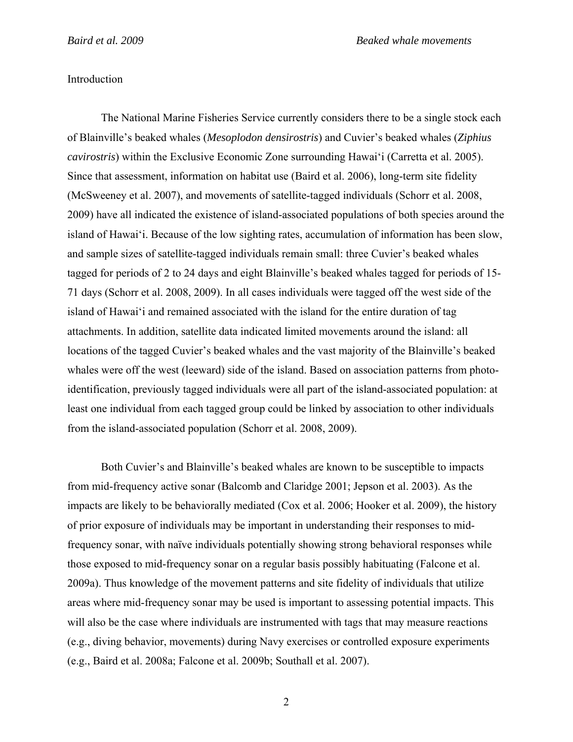## Introduction

The National Marine Fisheries Service currently considers there to be a single stock each of Blainville's beaked whales (*Mesoplodon densirostris*) and Cuvier's beaked whales (*Ziphius cavirostris*) within the Exclusive Economic Zone surrounding Hawai'i (Carretta et al. 2005). Since that assessment, information on habitat use (Baird et al. 2006), long-term site fidelity (McSweeney et al. 2007), and movements of satellite-tagged individuals (Schorr et al. 2008, 2009) have all indicated the existence of island-associated populations of both species around the island of Hawai'i. Because of the low sighting rates, accumulation of information has been slow, and sample sizes of satellite-tagged individuals remain small: three Cuvier's beaked whales tagged for periods of 2 to 24 days and eight Blainville's beaked whales tagged for periods of 15-71 days (Schorr et al. 2008, 2009). In all cases individuals were tagged off the west side of the island of Hawai'i and remained associated with the island for the entire duration of tag attachments. In addition, satellite data indicated limited movements around the island: all locations of the tagged Cuvier's beaked whales and the vast majority of the Blainville's beaked whales were off the west (leeward) side of the island. Based on association patterns from photo-identification, previously tagged individuals were all part of the island-associated population: at least one individual from each tagged group could be linked by association to other individuals from the island-associated population (Schorr et al. 2008, 2009).

Both Cuvier's and Blainville's beaked whales are known to be susceptible to impacts from mid-frequency active sonar (Balcomb and Claridge 2001; Jepson et al. 2003). As the impacts are likely to be behaviorally mediated (Cox et al. 2006; Hooker et al. 2009), the history of prior exposure of individuals may be important in understanding their responses to mid-frequency sonar, with naïve individuals potentially showing strong behavioral responses while those exposed to mid-frequency sonar on a regular basis possibly habituating (Falcone et al. 2009a). Thus knowledge of the movement patterns and site fidelity of individuals that utilize areas where mid-frequency sonar may be used is important to assessing potential impacts. This will also be the case where individuals are instrumented with tags that may measure reactions (e.g., diving behavior, movements) during Navy exercises or controlled exposure experiments (e.g., Baird et al. 2008a; Falcone et al. 2009b; Southall et al. 2007).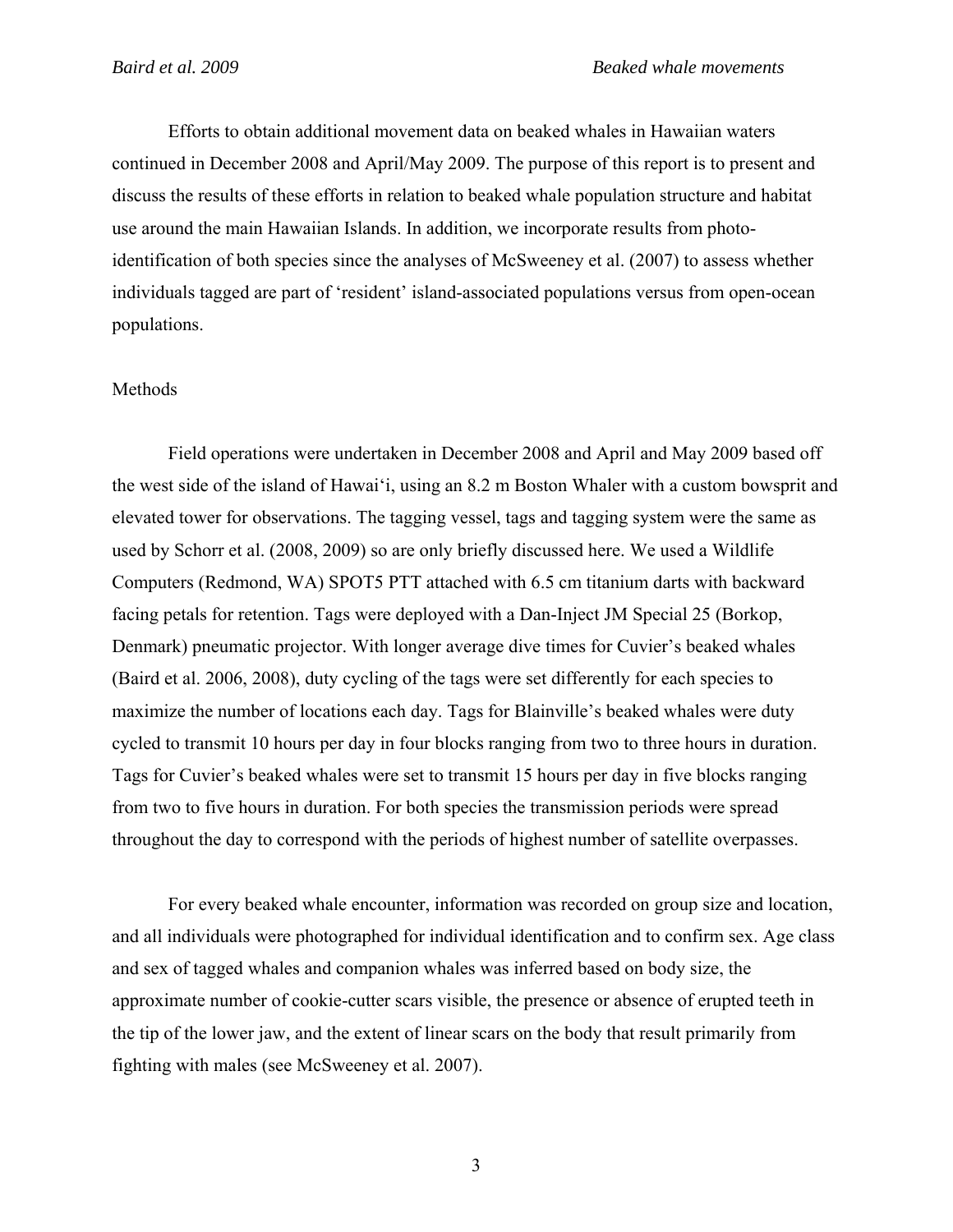Efforts to obtain additional movement data on beaked whales in Hawaiian waters continued in December 2008 and April/May 2009. The purpose of this report is to present and discuss the results of these efforts in relation to beaked whale population structure and habitat use around the main Hawaiian Islands. In addition, we incorporate results from photo-identification of both species since the analyses of McSweeney et al. (2007) to assess whether individuals tagged are part of 'resident' island-associated populations versus from open-ocean populations.

## Methods

Field operations were undertaken in December 2008 and April and May 2009 based off the west side of the island of Hawai'i, using an 8.2 m Boston Whaler with a custom bowsprit and elevated tower for observations. The tagging vessel, tags and tagging system were the same as used by Schorr et al. (2008, 2009) so are only briefly discussed here. We used a Wildlife Computers (Redmond, WA) SPOT5 PTT attached with 6.5 cm titanium darts with backward facing petals for retention. Tags were deployed with a Dan-Inject JM Special 25 (Borkop, Denmark) pneumatic projector. With longer average dive times for Cuvier's beaked whales (Baird et al. 2006, 2008), duty cycling of the tags were set differently for each species to maximize the number of locations each day. Tags for Blainville's beaked whales were duty cycled to transmit 10 hours per day in four blocks ranging from two to three hours in duration. Tags for Cuvier's beaked whales were set to transmit 15 hours per day in five blocks ranging from two to five hours in duration. For both species the transmission periods were spread throughout the day to correspond with the periods of highest number of satellite overpasses.

For every beaked whale encounter, information was recorded on group size and location, and all individuals were photographed for individual identification and to confirm sex. Age class and sex of tagged whales and companion whales was inferred based on body size, the approximate number of cookie-cutter scars visible, the presence or absence of erupted teeth in the tip of the lower jaw, and the extent of linear scars on the body that result primarily from fighting with males (see McSweeney et al. 2007).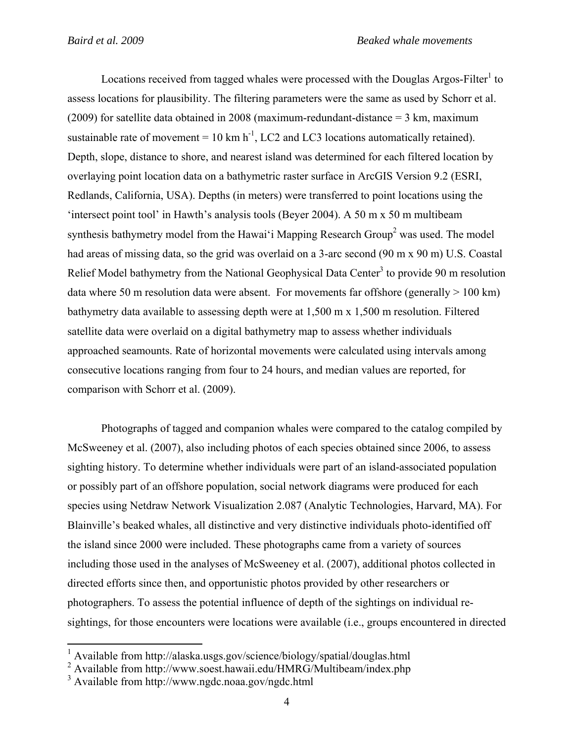Locations received from tagged whales were processed with the Douglas Argos-Filter[1] to assess locations for plausibility. The filtering parameters were the same as used by Schorr et al. (2009) for satellite data obtained in 2008 (maximum-redundant-distance = 3 km, maximum sustainable rate of movement = 10 km $h^{-1}$, LC2 and LC3 locations automatically retained). Depth, slope, distance to shore, and nearest island was determined for each filtered location by overlaying point location data on a bathymetric raster surface in ArcGIS Version 9.2 (ESRI, Redlands, California, USA). Depths (in meters) were transferred to point locations using the 'intersect point tool' in Hawth's analysis tools (Beyer 2004). A 50 m x 50 m multibeam synthesis bathymetry model from the Hawai'i Mapping Research Group[2] was used. The model had areas of missing data, so the grid was overlaid on a 3-arc second (90 m x 90 m) U.S. Coastal Relief Model bathymetry from the National Geophysical Data Center[3] to provide 90 m resolution data where 50 m resolution data were absent. For movements far offshore (generally > 100 km) bathymetry data available to assessing depth were at 1,500 m x 1,500 m resolution. Filtered satellite data were overlaid on a digital bathymetry map to assess whether individuals approached seamounts. Rate of horizontal movements were calculated using intervals among consecutive locations ranging from four to 24 hours, and median values are reported, for comparison with Schorr et al. (2009).

Photographs of tagged and companion whales were compared to the catalog compiled by McSweeney et al. (2007), also including photos of each species obtained since 2006, to assess sighting history. To determine whether individuals were part of an island-associated population or possibly part of an offshore population, social network diagrams were produced for each species using Netdraw Network Visualization 2.087 (Analytic Technologies, Harvard, MA). For Blainville's beaked whales, all distinctive and very distinctive individuals photo-identified off the island since 2000 were included. These photographs came from a variety of sources including those used in the analyses of McSweeney et al. (2007), additional photos collected in directed efforts since then, and opportunistic photos provided by other researchers or photographers. To assess the potential influence of depth of the sightings on individual re-sightings, for those encounters were locations were available (i.e., groups encountered in directed

[1] Available from http://alaska.usgs.gov/science/biology/spatial/douglas.html
[2] Available from http://www.soest.hawaii.edu/HMRG/Multibeam/index.php
[3] Available from http://www.ngdc.noaa.gov/ngdc.html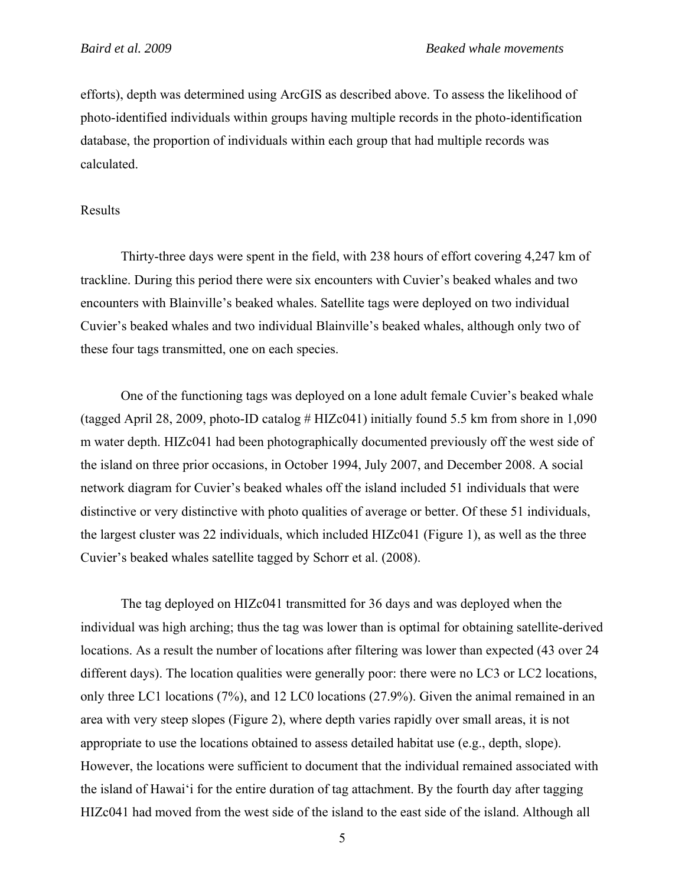efforts), depth was determined using ArcGIS as described above. To assess the likelihood of photo-identified individuals within groups having multiple records in the photo-identification database, the proportion of individuals within each group that had multiple records was calculated.

## Results

Thirty-three days were spent in the field, with 238 hours of effort covering 4,247 km of trackline. During this period there were six encounters with Cuvier's beaked whales and two encounters with Blainville's beaked whales. Satellite tags were deployed on two individual Cuvier's beaked whales and two individual Blainville's beaked whales, although only two of these four tags transmitted, one on each species.

One of the functioning tags was deployed on a lone adult female Cuvier's beaked whale (tagged April 28, 2009, photo-ID catalog # HIZc041) initially found 5.5 km from shore in 1,090 m water depth. HIZc041 had been photographically documented previously off the west side of the island on three prior occasions, in October 1994, July 2007, and December 2008. A social network diagram for Cuvier's beaked whales off the island included 51 individuals that were distinctive or very distinctive with photo qualities of average or better. Of these 51 individuals, the largest cluster was 22 individuals, which included HIZc041 (Figure 1), as well as the three Cuvier's beaked whales satellite tagged by Schorr et al. (2008).

The tag deployed on HIZc041 transmitted for 36 days and was deployed when the individual was high arching; thus the tag was lower than is optimal for obtaining satellite-derived locations. As a result the number of locations after filtering was lower than expected (43 over 24 different days). The location qualities were generally poor: there were no LC3 or LC2 locations, only three LC1 locations (7%), and 12 LC0 locations (27.9%). Given the animal remained in an area with very steep slopes (Figure 2), where depth varies rapidly over small areas, it is not appropriate to use the locations obtained to assess detailed habitat use (e.g., depth, slope). However, the locations were sufficient to document that the individual remained associated with the island of Hawai'i for the entire duration of tag attachment. By the fourth day after tagging HIZc041 had moved from the west side of the island to the east side of the island. Although all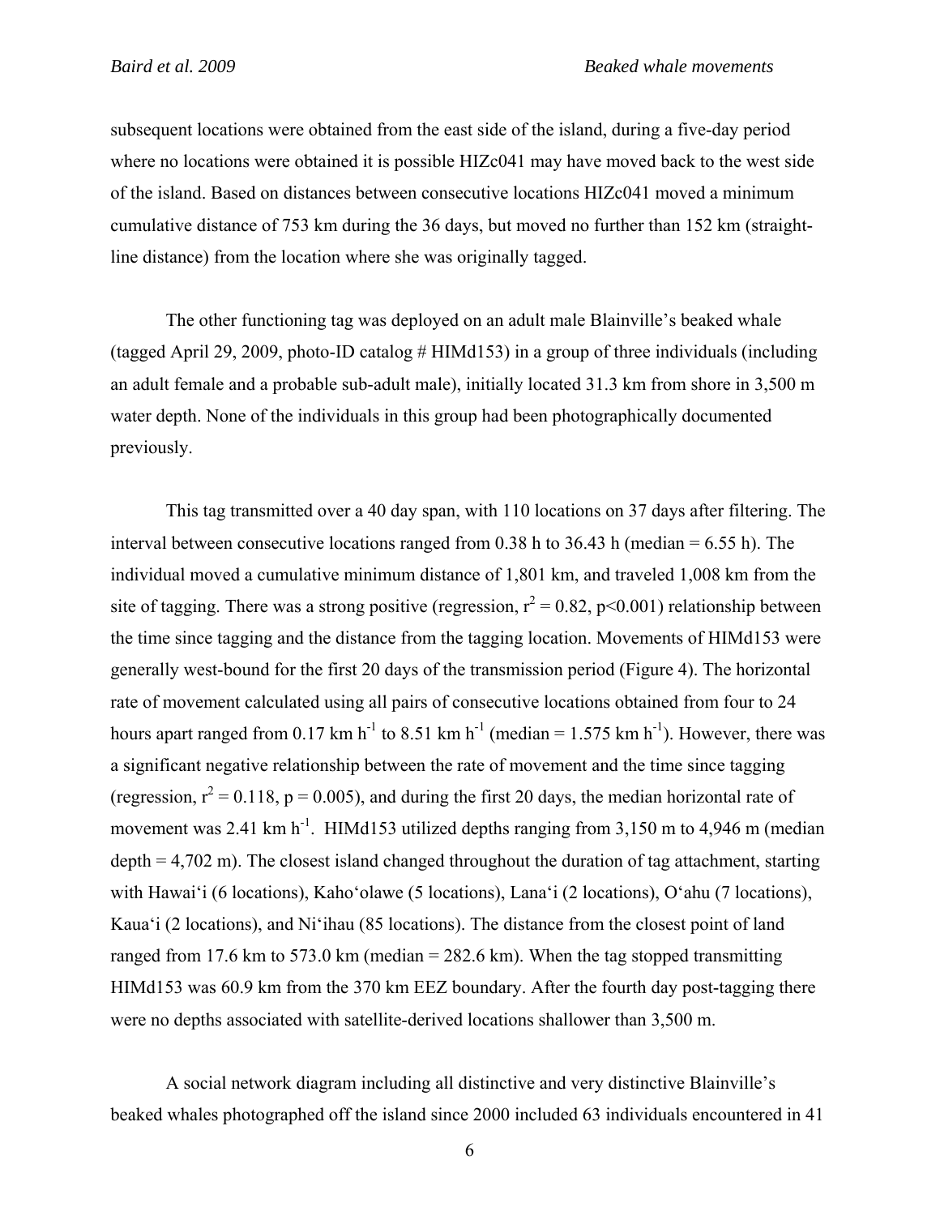subsequent locations were obtained from the east side of the island, during a five-day period where no locations were obtained it is possible HIZc041 may have moved back to the west side of the island. Based on distances between consecutive locations HIZc041 moved a minimum cumulative distance of 753 km during the 36 days, but moved no further than 152 km (straight-line distance) from the location where she was originally tagged.

The other functioning tag was deployed on an adult male Blainville's beaked whale (tagged April 29, 2009, photo-ID catalog # HIMd153) in a group of three individuals (including an adult female and a probable sub-adult male), initially located 31.3 km from shore in 3,500 m water depth. None of the individuals in this group had been photographically documented previously.

This tag transmitted over a 40 day span, with 110 locations on 37 days after filtering. The interval between consecutive locations ranged from 0.38 h to 36.43 h (median = 6.55 h). The individual moved a cumulative minimum distance of 1,801 km, and traveled 1,008 km from the site of tagging. There was a strong positive (regression, $r^2 = 0.82$, $p<0.001$) relationship between the time since tagging and the distance from the tagging location. Movements of HIMd153 were generally west-bound for the first 20 days of the transmission period (Figure 4). The horizontal rate of movement calculated using all pairs of consecutive locations obtained from four to 24 hours apart ranged from 0.17 km $h^{-1}$ to 8.51 km $h^{-1}$ (median = 1.575 km $h^{-1}$). However, there was a significant negative relationship between the rate of movement and the time since tagging (regression, $r^2 = 0.118$, $p = 0.005$), and during the first 20 days, the median horizontal rate of movement was 2.41 km $h^{-1}$. HIMd153 utilized depths ranging from 3,150 m to 4,946 m (median depth = 4,702 m). The closest island changed throughout the duration of tag attachment, starting with Hawai'i (6 locations), Kaho'olawe (5 locations), Lana'i (2 locations), O'ahu (7 locations), Kaua'i (2 locations), and Ni'ihau (85 locations). The distance from the closest point of land ranged from 17.6 km to 573.0 km (median = 282.6 km). When the tag stopped transmitting HIMd153 was 60.9 km from the 370 km EEZ boundary. After the fourth day post-tagging there were no depths associated with satellite-derived locations shallower than 3,500 m.

A social network diagram including all distinctive and very distinctive Blainville's beaked whales photographed off the island since 2000 included 63 individuals encountered in 41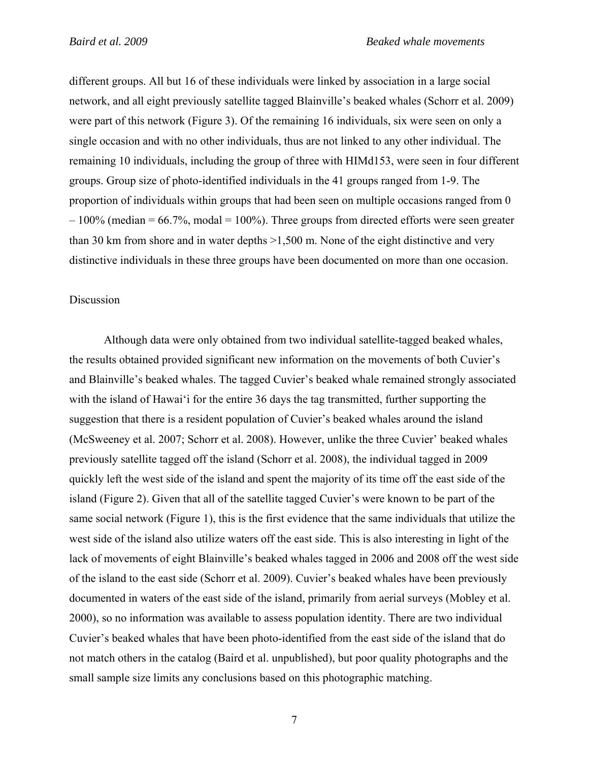different groups. All but 16 of these individuals were linked by association in a large social network, and all eight previously satellite tagged Blainville's beaked whales (Schorr et al. 2009) were part of this network (Figure 3). Of the remaining 16 individuals, six were seen on only a single occasion and with no other individuals, thus are not linked to any other individual. The remaining 10 individuals, including the group of three with HIMd153, were seen in four different groups. Group size of photo-identified individuals in the 41 groups ranged from 1-9. The proportion of individuals within groups that had been seen on multiple occasions ranged from 0 – 100% (median = 66.7%, modal = 100%). Three groups from directed efforts were seen greater than 30 km from shore and in water depths >1,500 m. None of the eight distinctive and very distinctive individuals in these three groups have been documented on more than one occasion.

## Discussion

Although data were only obtained from two individual satellite-tagged beaked whales, the results obtained provided significant new information on the movements of both Cuvier's and Blainville's beaked whales. The tagged Cuvier's beaked whale remained strongly associated with the island of Hawai'i for the entire 36 days the tag transmitted, further supporting the suggestion that there is a resident population of Cuvier's beaked whales around the island (McSweeney et al. 2007; Schorr et al. 2008). However, unlike the three Cuvier' beaked whales previously satellite tagged off the island (Schorr et al. 2008), the individual tagged in 2009 quickly left the west side of the island and spent the majority of its time off the east side of the island (Figure 2). Given that all of the satellite tagged Cuvier's were known to be part of the same social network (Figure 1), this is the first evidence that the same individuals that utilize the west side of the island also utilize waters off the east side. This is also interesting in light of the lack of movements of eight Blainville's beaked whales tagged in 2006 and 2008 off the west side of the island to the east side (Schorr et al. 2009). Cuvier's beaked whales have been previously documented in waters of the east side of the island, primarily from aerial surveys (Mobley et al. 2000), so no information was available to assess population identity. There are two individual Cuvier's beaked whales that have been photo-identified from the east side of the island that do not match others in the catalog (Baird et al. unpublished), but poor quality photographs and the small sample size limits any conclusions based on this photographic matching.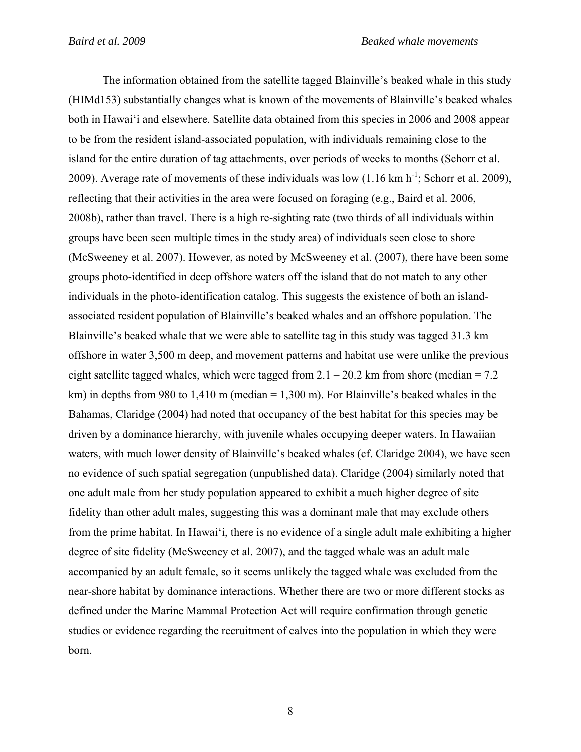The information obtained from the satellite tagged Blainville's beaked whale in this study (HIMd153) substantially changes what is known of the movements of Blainville's beaked whales both in Hawai'i and elsewhere. Satellite data obtained from this species in 2006 and 2008 appear to be from the resident island-associated population, with individuals remaining close to the island for the entire duration of tag attachments, over periods of weeks to months (Schorr et al. 2009). Average rate of movements of these individuals was low (1.16 km $h^{-1}$; Schorr et al. 2009), reflecting that their activities in the area were focused on foraging (e.g., Baird et al. 2006, 2008b), rather than travel. There is a high re-sighting rate (two thirds of all individuals within groups have been seen multiple times in the study area) of individuals seen close to shore (McSweeney et al. 2007). However, as noted by McSweeney et al. (2007), there have been some groups photo-identified in deep offshore waters off the island that do not match to any other individuals in the photo-identification catalog. This suggests the existence of both an island-associated resident population of Blainville's beaked whales and an offshore population. The Blainville's beaked whale that we were able to satellite tag in this study was tagged 31.3 km offshore in water 3,500 m deep, and movement patterns and habitat use were unlike the previous eight satellite tagged whales, which were tagged from 2.1 – 20.2 km from shore (median = 7.2 km) in depths from 980 to 1,410 m (median = 1,300 m). For Blainville's beaked whales in the Bahamas, Claridge (2004) had noted that occupancy of the best habitat for this species may be driven by a dominance hierarchy, with juvenile whales occupying deeper waters. In Hawaiian waters, with much lower density of Blainville's beaked whales (cf. Claridge 2004), we have seen no evidence of such spatial segregation (unpublished data). Claridge (2004) similarly noted that one adult male from her study population appeared to exhibit a much higher degree of site fidelity than other adult males, suggesting this was a dominant male that may exclude others from the prime habitat. In Hawai'i, there is no evidence of a single adult male exhibiting a higher degree of site fidelity (McSweeney et al. 2007), and the tagged whale was an adult male accompanied by an adult female, so it seems unlikely the tagged whale was excluded from the near-shore habitat by dominance interactions. Whether there are two or more different stocks as defined under the Marine Mammal Protection Act will require confirmation through genetic studies or evidence regarding the recruitment of calves into the population in which they were born.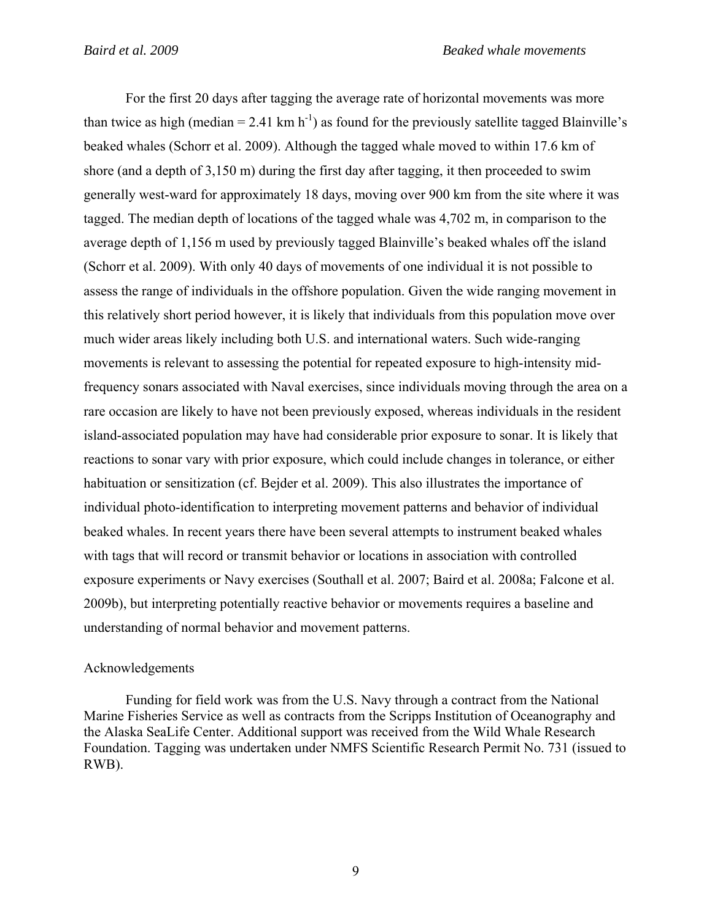For the first 20 days after tagging the average rate of horizontal movements was more than twice as high (median = 2.41 km $h^{-1}$) as found for the previously satellite tagged Blainville's beaked whales (Schorr et al. 2009). Although the tagged whale moved to within 17.6 km of shore (and a depth of 3,150 m) during the first day after tagging, it then proceeded to swim generally west-ward for approximately 18 days, moving over 900 km from the site where it was tagged. The median depth of locations of the tagged whale was 4,702 m, in comparison to the average depth of 1,156 m used by previously tagged Blainville's beaked whales off the island (Schorr et al. 2009). With only 40 days of movements of one individual it is not possible to assess the range of individuals in the offshore population. Given the wide ranging movement in this relatively short period however, it is likely that individuals from this population move over much wider areas likely including both U.S. and international waters. Such wide-ranging movements is relevant to assessing the potential for repeated exposure to high-intensity mid-frequency sonars associated with Naval exercises, since individuals moving through the area on a rare occasion are likely to have not been previously exposed, whereas individuals in the resident island-associated population may have had considerable prior exposure to sonar. It is likely that reactions to sonar vary with prior exposure, which could include changes in tolerance, or either habituation or sensitization (cf. Bejder et al. 2009). This also illustrates the importance of individual photo-identification to interpreting movement patterns and behavior of individual beaked whales. In recent years there have been several attempts to instrument beaked whales with tags that will record or transmit behavior or locations in association with controlled exposure experiments or Navy exercises (Southall et al. 2007; Baird et al. 2008a; Falcone et al. 2009b), but interpreting potentially reactive behavior or movements requires a baseline and understanding of normal behavior and movement patterns.

## Acknowledgements

Funding for field work was from the U.S. Navy through a contract from the National Marine Fisheries Service as well as contracts from the Scripps Institution of Oceanography and the Alaska SeaLife Center. Additional support was received from the Wild Whale Research Foundation. Tagging was undertaken under NMFS Scientific Research Permit No. 731 (issued to RWB).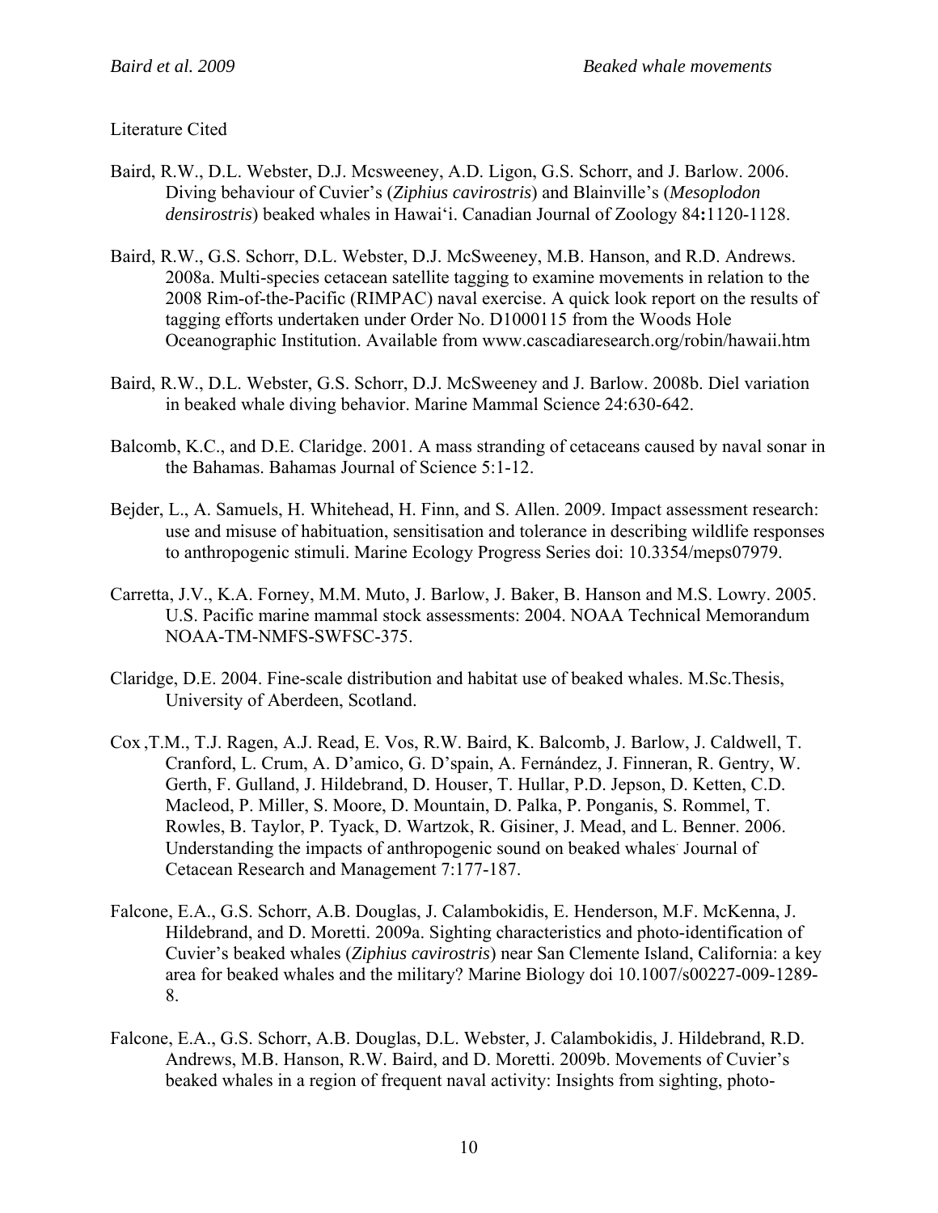Literature Cited

Baird, R.W., D.L. Webster, D.J. Mcsweeney, A.D. Ligon, G.S. Schorr, and J. Barlow. 2006. Diving behaviour of Cuvier's (*Ziphius cavirostris*) and Blainville's (*Mesoplodon densirostris*) beaked whales in Hawai'i. Canadian Journal of Zoology 84**:**1120-1128.

Baird, R.W., G.S. Schorr, D.L. Webster, D.J. McSweeney, M.B. Hanson, and R.D. Andrews. 2008a. Multi-species cetacean satellite tagging to examine movements in relation to the 2008 Rim-of-the-Pacific (RIMPAC) naval exercise. A quick look report on the results of tagging efforts undertaken under Order No. D1000115 from the Woods Hole Oceanographic Institution. Available from www.cascadiaresearch.org/robin/hawaii.htm

Baird, R.W., D.L. Webster, G.S. Schorr, D.J. McSweeney and J. Barlow. 2008b. Diel variation in beaked whale diving behavior. Marine Mammal Science 24:630-642.

Balcomb, K.C., and D.E. Claridge. 2001. A mass stranding of cetaceans caused by naval sonar in the Bahamas. Bahamas Journal of Science 5:1-12.

Bejder, L., A. Samuels, H. Whitehead, H. Finn, and S. Allen. 2009. Impact assessment research: use and misuse of habituation, sensitisation and tolerance in describing wildlife responses to anthropogenic stimuli. Marine Ecology Progress Series doi: 10.3354/meps07979.

Carretta, J.V., K.A. Forney, M.M. Muto, J. Barlow, J. Baker, B. Hanson and M.S. Lowry. 2005. U.S. Pacific marine mammal stock assessments: 2004. NOAA Technical Memorandum NOAA-TM-NMFS-SWFSC-375.

Claridge, D.E. 2004. Fine-scale distribution and habitat use of beaked whales. M.Sc.Thesis, University of Aberdeen, Scotland.

Cox ,T.M., T.J. Ragen, A.J. Read, E. Vos, R.W. Baird, K. Balcomb, J. Barlow, J. Caldwell, T. Cranford, L. Crum, A. D'amico, G. D'spain, A. Fernández, J. Finneran, R. Gentry, W. Gerth, F. Gulland, J. Hildebrand, D. Houser, T. Hullar, P.D. Jepson, D. Ketten, C.D. Macleod, P. Miller, S. Moore, D. Mountain, D. Palka, P. Ponganis, S. Rommel, T. Rowles, B. Taylor, P. Tyack, D. Wartzok, R. Gisiner, J. Mead, and L. Benner. 2006. Understanding the impacts of anthropogenic sound on beaked whales. Journal of Cetacean Research and Management 7:177-187.

Falcone, E.A., G.S. Schorr, A.B. Douglas, J. Calambokidis, E. Henderson, M.F. McKenna, J. Hildebrand, and D. Moretti. 2009a. Sighting characteristics and photo-identification of Cuvier's beaked whales (*Ziphius cavirostris*) near San Clemente Island, California: a key area for beaked whales and the military? Marine Biology doi 10.1007/s00227-009-1289-8.

Falcone, E.A., G.S. Schorr, A.B. Douglas, D.L. Webster, J. Calambokidis, J. Hildebrand, R.D. Andrews, M.B. Hanson, R.W. Baird, and D. Moretti. 2009b. Movements of Cuvier's beaked whales in a region of frequent naval activity: Insights from sighting, photo-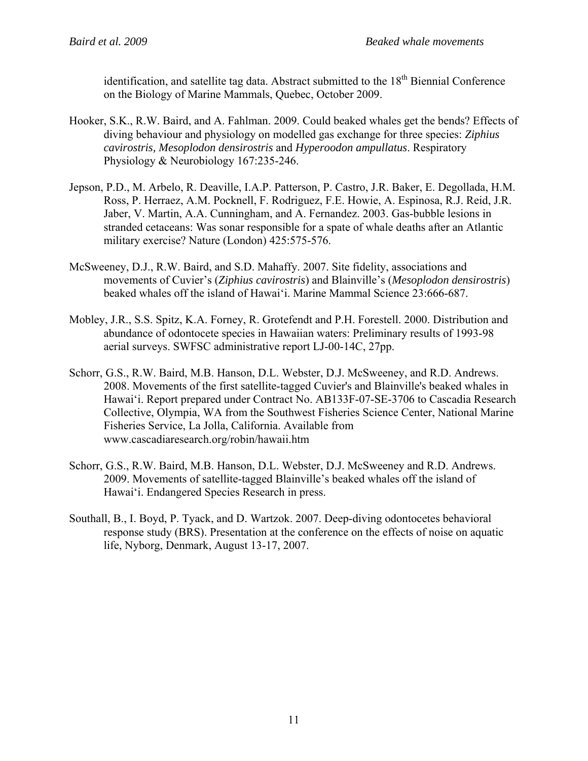identification, and satellite tag data. Abstract submitted to the 18th Biennial Conference on the Biology of Marine Mammals, Quebec, October 2009.

Hooker, S.K., R.W. Baird, and A. Fahlman. 2009. Could beaked whales get the bends? Effects of diving behaviour and physiology on modelled gas exchange for three species: *Ziphius cavirostris, Mesoplodon densirostris* and *Hyperoodon ampullatus*. Respiratory Physiology & Neurobiology 167:235-246.

Jepson, P.D., M. Arbelo, R. Deaville, I.A.P. Patterson, P. Castro, J.R. Baker, E. Degollada, H.M. Ross, P. Herraez, A.M. Pocknell, F. Rodriguez, F.E. Howie, A. Espinosa, R.J. Reid, J.R. Jaber, V. Martin, A.A. Cunningham, and A. Fernandez. 2003. Gas-bubble lesions in stranded cetaceans: Was sonar responsible for a spate of whale deaths after an Atlantic military exercise? Nature (London) 425:575-576.

McSweeney, D.J., R.W. Baird, and S.D. Mahaffy. 2007. Site fidelity, associations and movements of Cuvier's (*Ziphius cavirostris*) and Blainville's (*Mesoplodon densirostris*) beaked whales off the island of Hawai'i. Marine Mammal Science 23:666-687.

Mobley, J.R., S.S. Spitz, K.A. Forney, R. Grotefendt and P.H. Forestell. 2000. Distribution and abundance of odontocete species in Hawaiian waters: Preliminary results of 1993-98 aerial surveys. SWFSC administrative report LJ-00-14C, 27pp.

Schorr, G.S., R.W. Baird, M.B. Hanson, D.L. Webster, D.J. McSweeney, and R.D. Andrews. 2008. Movements of the first satellite-tagged Cuvier's and Blainville's beaked whales in Hawai'i. Report prepared under Contract No. AB133F-07-SE-3706 to Cascadia Research Collective, Olympia, WA from the Southwest Fisheries Science Center, National Marine Fisheries Service, La Jolla, California. Available from www.cascadiaresearch.org/robin/hawaii.htm

Schorr, G.S., R.W. Baird, M.B. Hanson, D.L. Webster, D.J. McSweeney and R.D. Andrews. 2009. Movements of satellite-tagged Blainville's beaked whales off the island of Hawai'i. Endangered Species Research in press.

Southall, B., I. Boyd, P. Tyack, and D. Wartzok. 2007. Deep-diving odontocetes behavioral response study (BRS). Presentation at the conference on the effects of noise on aquatic life, Nyborg, Denmark, August 13-17, 2007.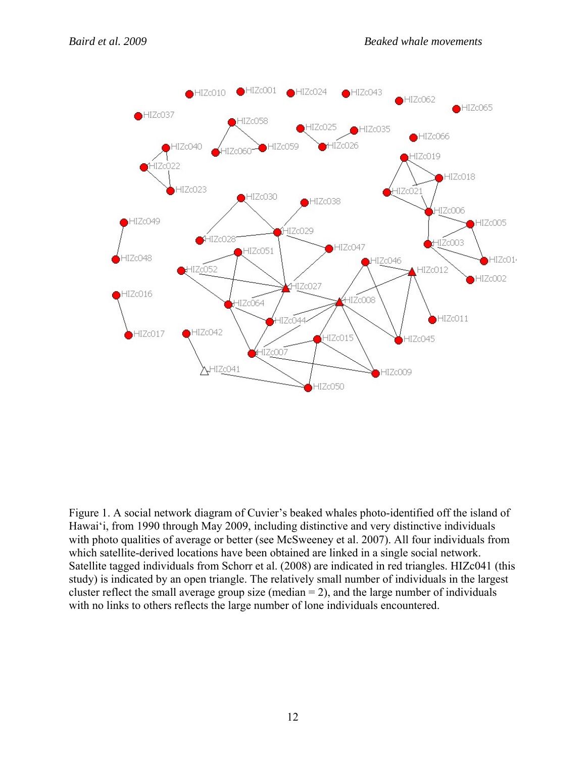HIZc010
HIZc001
HIZc024
HIZc043
HIZc062
HIZc065
HIZc037
HIZc058
HIZc025
HIZc035
HIZc066
HIZc040
HIZc060
HIZc059
HIZc026
HIZc019
HIZc022
HIZc018
HIZc023
HIZc021
HIZc030
HIZc038
HIZc006
HIZc049
HIZc005
HIZc029
HIZc028
HIZc003
HIZc047
HIZc051
HIZc048
HIZc046
HIZc01
HIZc052
HIZc012
HIZc002
HIZc027
HIZc016
HIZc008
HIZc064
HIZc011
HIZc044
HIZc042
HIZc017
HIZc015
HIZc045
HIZc007
HIZc041
HIZc009
HIZc050

Figure 1. A social network diagram of Cuvier's beaked whales photo-identified off the island of Hawai'i, from 1990 through May 2009, including distinctive and very distinctive individuals with photo qualities of average or better (see McSweeney et al. 2007). All four individuals from which satellite-derived locations have been obtained are linked in a single social network. Satellite tagged individuals from Schorr et al. (2008) are indicated in red triangles. HIZc041 (this study) is indicated by an open triangle. The relatively small number of individuals in the largest cluster reflect the small average group size (median = 2), and the large number of individuals with no links to others reflects the large number of lone individuals encountered.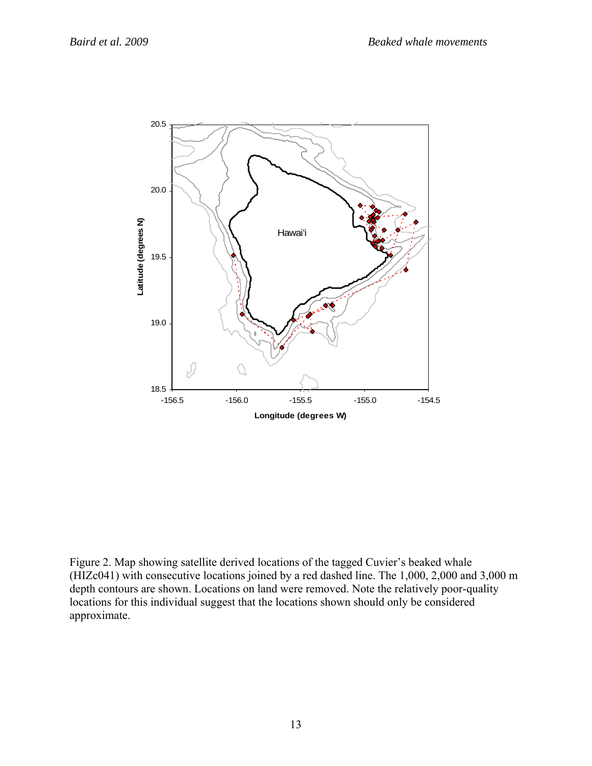20.5

20.0

19.5

19.0

18.5

Latitude (degrees N)

Hawai'i

-156.5

-156.0

-155.5

-155.0

-154.5

Longitude (degrees W)

Figure 2. Map showing satellite derived locations of the tagged Cuvier's beaked whale (HIZc041) with consecutive locations joined by a red dashed line. The 1,000, 2,000 and 3,000 m depth contours are shown. Locations on land were removed. Note the relatively poor-quality locations for this individual suggest that the locations shown should only be considered approximate.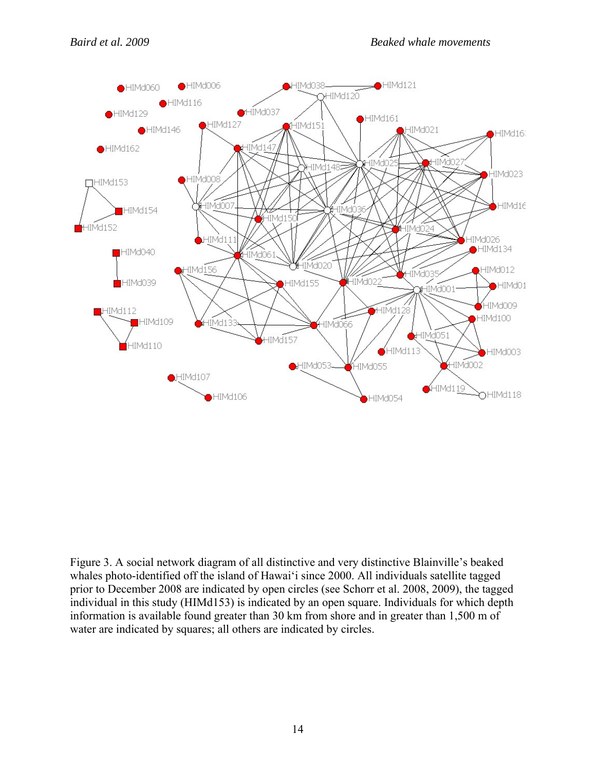HIMd060
HIMd006
HIMd038
HIMd121
HIMd120
HIMd116
HIMd037
HIMd129
HIMd161
HIMd127
HIMd151
HIMd021
HIMd146
HIMd16
HIMd162
HIMd147
HIMd148
HIMd025
HIMd027
HIMd008
HIMd023
HIMd153
HIMd007
HIMd036
HIMd16
HIMd154
HIMd150
HIMd152
HIMd024
HIMd111
HIMd026
HIMd134
HIMd040
HIMd061
HIMd020
HIMd156
HIMd012
HIMd035
HIMd039
HIMd155
HIMd022
HIMd01
HIMd001
HIMd009
HIMd112
HIMd128
HIMd109
HIMd100
HIMd133
HIMd066
HIMd051
HIMd157
HIMd110
HIMd113
HIMd003
HIMd053
HIMd055
HIMd002
HIMd107
HIMd119
HIMd118
HIMd106
HIMd054

Figure 3. A social network diagram of all distinctive and very distinctive Blainville's beaked whales photo-identified off the island of Hawai'i since 2000. All individuals satellite tagged prior to December 2008 are indicated by open circles (see Schorr et al. 2008, 2009), the tagged individual in this study (HIMd153) is indicated by an open square. Individuals for which depth information is available found greater than 30 km from shore and in greater than 1,500 m of water are indicated by squares; all others are indicated by circles.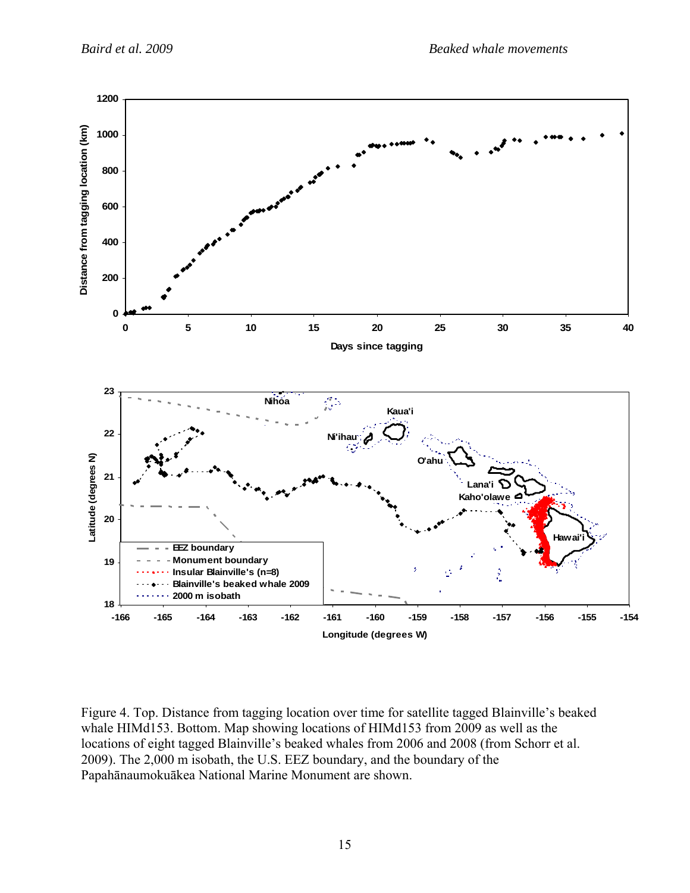Distance from tagging location (km)

1200
1000
800
600
400
200
0

0
5
10
15
20
25
30
35
40

Days since tagging

Latitude (degrees N)

23
22
21
20
19
18

-166
-165
-164
-163
-162
-161
-160
-159
-158
-157
-156
-155
-154

Longitude (degrees W)

Nihoa
Kaua'i
Ni'ihau
O'ahu
Lana'i
Kaho'olawe
Hawai'i

EEZ boundary
Monument boundary
Insular Blainville's (n=8)
Blainville's beaked whale 2009
2000 m isobath

Figure 4. Top. Distance from tagging location over time for satellite tagged Blainville's beaked whale HIMd153. Bottom. Map showing locations of HIMd153 from 2009 as well as the locations of eight tagged Blainville's beaked whales from 2006 and 2008 (from Schorr et al. 2009). The 2,000 m isobath, the U.S. EEZ boundary, and the boundary of the Papahānaumokuākea National Marine Monument are shown.